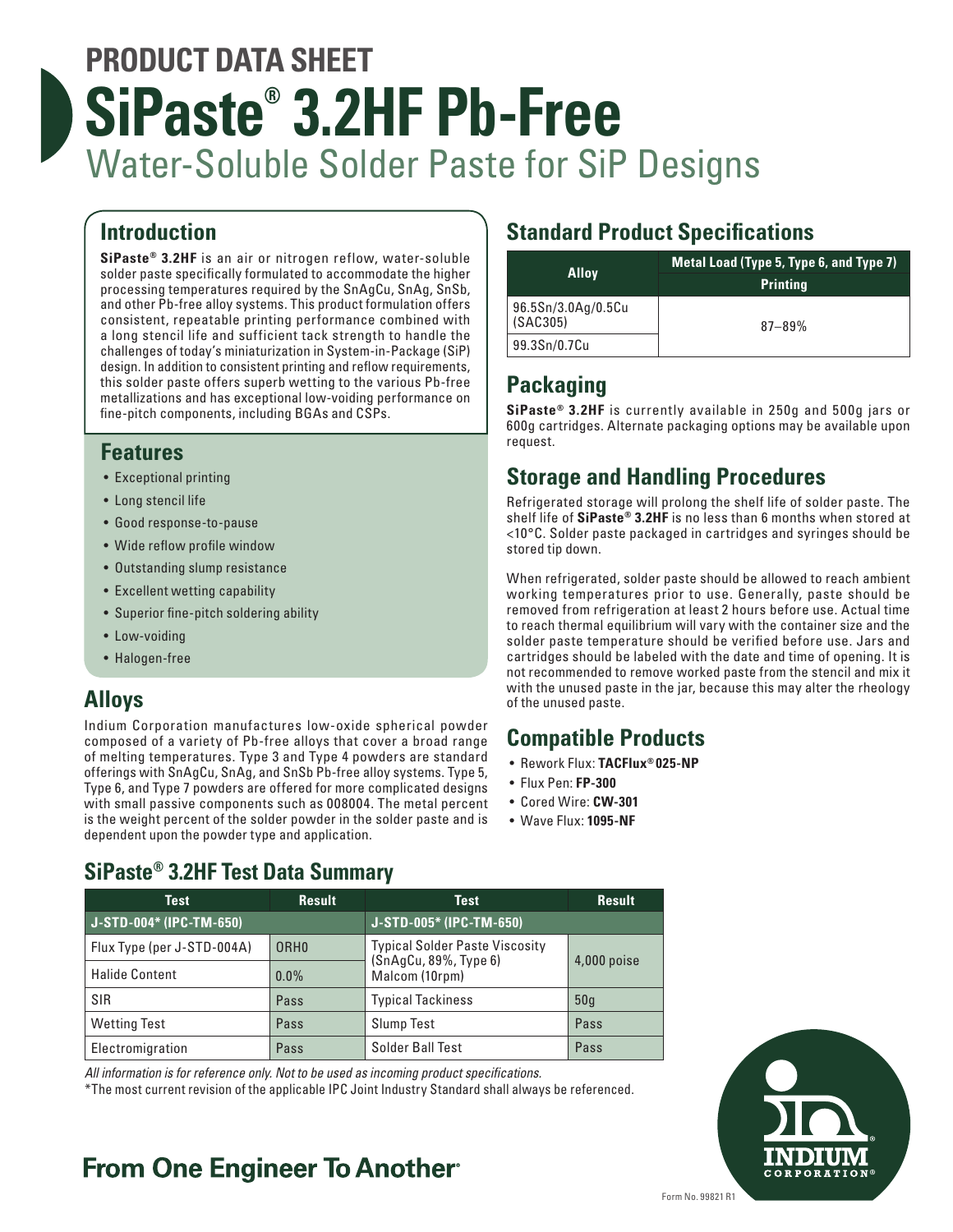# PRODUCT DATA SHEET

# SiPaste® 3.2HF Pb-Free

## Water-Soluble Solder Paste for SiP Designs

## Introduction

**SiPaste® 3.2HF** is an air or nitrogen reflow, water-soluble solder paste specifically formulated to accommodate the higher processing temperatures required by the SnAgCu, SnAg, SnSb, and other Pb-free alloy systems. This product formulation offers consistent, repeatable printing performance combined with a long stencil life and sufficient tack strength to handle the challenges of today's miniaturization in System-in-Package (SiP) design. In addition to consistent printing and reflow requirements, this solder paste offers superb wetting to the various Pb-free metallizations and has exceptional low-voiding performance on fine-pitch components, including BGAs and CSPs.

## Features

- Exceptional printing
- Long stencil life
- Good response-to-pause
- Wide reflow profile window
- Outstanding slump resistance
- Excellent wetting capability
- Superior fine-pitch soldering ability
- Low-voiding
- Halogen-free

## Alloys

Indium Corporation manufactures low-oxide spherical powder composed of a variety of Pb-free alloys that cover a broad range of melting temperatures. Type 3 and Type 4 powders are standard offerings with SnAgCu, SnAg, and SnSb Pb-free alloy systems. Type 5, Type 6, and Type 7 powders are offered for more complicated designs with small passive components such as 008004. The metal percent is the weight percent of the solder powder in the solder paste and is dependent upon the powder type and application.

## Standard Product Specifications

| Alloy | Metal Load (Type 5, Type 6, and Type 7) |
|---|---|
| | Printing |
| 96.5Sn/3.0Ag/0.5Cu (SAC305) | 87–89% |
| 99.3Sn/0.7Cu | |

## Packaging

**SiPaste® 3.2HF** is currently available in 250g and 500g jars or 600g cartridges. Alternate packaging options may be available upon request.

## Storage and Handling Procedures

Refrigerated storage will prolong the shelf life of solder paste. The shelf life of **SiPaste® 3.2HF** is no less than 6 months when stored at <10°C. Solder paste packaged in cartridges and syringes should be stored tip down.

When refrigerated, solder paste should be allowed to reach ambient working temperatures prior to use. Generally, paste should be removed from refrigeration at least 2 hours before use. Actual time to reach thermal equilibrium will vary with the container size and the solder paste temperature should be verified before use. Jars and cartridges should be labeled with the date and time of opening. It is not recommended to remove worked paste from the stencil and mix it with the unused paste in the jar, because this may alter the rheology of the unused paste.

## Compatible Products

- Rework Flux: **TACFlux® 025-NP**
- Flux Pen: **FP-300**
- Cored Wire: **CW-301**
- Wave Flux: **1095-NF**

## SiPaste® 3.2HF Test Data Summary

| Test | Result | Test | Result |
|---|---|---|---|
| **J-STD-004\* (IPC-TM-650)** | | **J-STD-005\* (IPC-TM-650)** | |
| Flux Type (per J-STD-004A) | ORH0 | Typical Solder Paste Viscosity (SnAgCu, 89%, Type 6) Malcom (10rpm) | 4,000 poise |
| Halide Content | 0.0% | | |
| SIR | Pass | Typical Tackiness | 50g |
| Wetting Test | Pass | Slump Test | Pass |
| Electromigration | Pass | Solder Ball Test | Pass |

*All information is for reference only. Not to be used as incoming product specifications.*

*The most current revision of the applicable IPC Joint Industry Standard shall always be referenced.

**From One Engineer To Another®**

INDIUM CORPORATION®

Form No. 99821 R1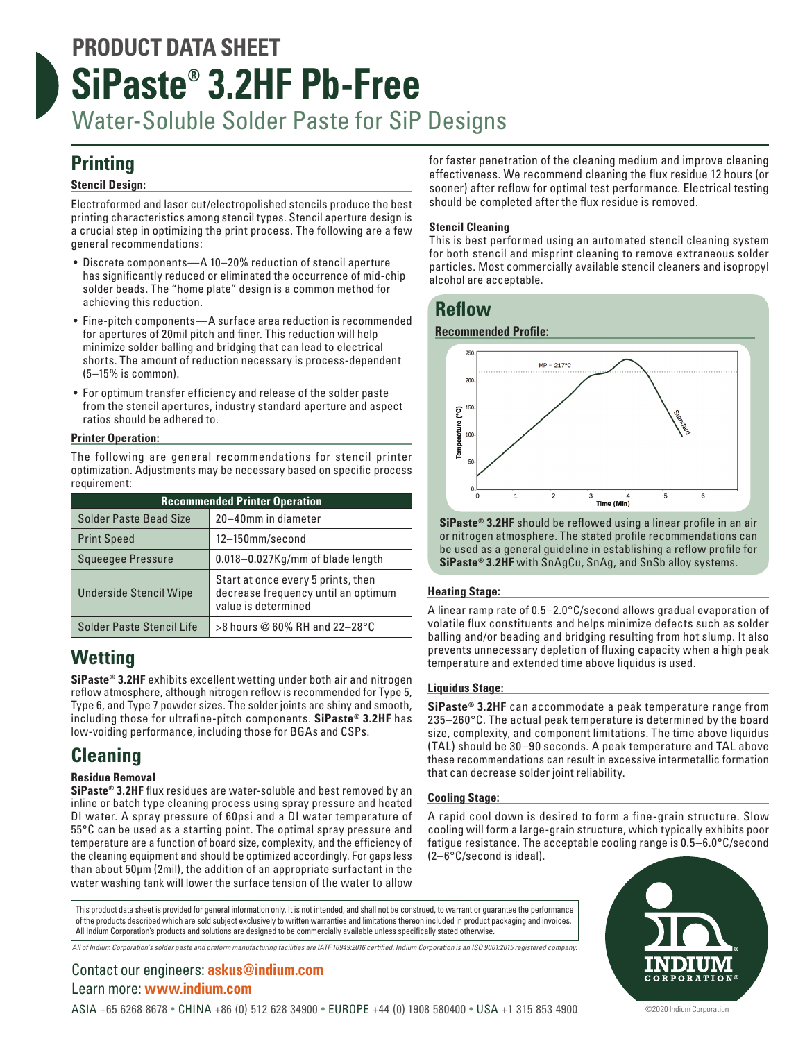# PRODUCT DATA SHEET

# SiPaste® 3.2HF Pb-Free

Water-Soluble Solder Paste for SiP Designs

## Printing

### Stencil Design:

Electroformed and laser cut/electropolished stencils produce the best printing characteristics among stencil types. Stencil aperture design is a crucial step in optimizing the print process. The following are a few general recommendations:

- Discrete components—A 10–20% reduction of stencil aperture has significantly reduced or eliminated the occurrence of mid-chip solder beads. The "home plate" design is a common method for achieving this reduction.
- Fine-pitch components—A surface area reduction is recommended for apertures of 20mil pitch and finer. This reduction will help minimize solder balling and bridging that can lead to electrical shorts. The amount of reduction necessary is process-dependent (5–15% is common).
- For optimum transfer efficiency and release of the solder paste from the stencil apertures, industry standard aperture and aspect ratios should be adhered to.

### Printer Operation:

The following are general recommendations for stencil printer optimization. Adjustments may be necessary based on specific process requirement:

| Recommended Printer Operation | |
|---|---|
| Solder Paste Bead Size | 20–40mm in diameter |
| Print Speed | 12–150mm/second |
| Squeegee Pressure | 0.018–0.027Kg/mm of blade length |
| Underside Stencil Wipe | Start at once every 5 prints, then decrease frequency until an optimum value is determined |
| Solder Paste Stencil Life | >8 hours @ 60% RH and 22–28°C |

## Wetting

**SiPaste® 3.2HF** exhibits excellent wetting under both air and nitrogen reflow atmosphere, although nitrogen reflow is recommended for Type 5, Type 6, and Type 7 powder sizes. The solder joints are shiny and smooth, including those for ultrafine-pitch components. **SiPaste® 3.2HF** has low-voiding performance, including those for BGAs and CSPs.

## Cleaning

### Residue Removal

**SiPaste® 3.2HF** flux residues are water-soluble and best removed by an inline or batch type cleaning process using spray pressure and heated DI water. A spray pressure of 60psi and a DI water temperature of 55°C can be used as a starting point. The optimal spray pressure and temperature are a function of board size, complexity, and the efficiency of the cleaning equipment and should be optimized accordingly. For gaps less than about 50µm (2mil), the addition of an appropriate surfactant in the water washing tank will lower the surface tension of the water to allow for faster penetration of the cleaning medium and improve cleaning effectiveness. We recommend cleaning the flux residue 12 hours (or sooner) after reflow for optimal test performance. Electrical testing should be completed after the flux residue is removed.

### Stencil Cleaning

This is best performed using an automated stencil cleaning system for both stencil and misprint cleaning to remove extraneous solder particles. Most commercially available stencil cleaners and isopropyl alcohol are acceptable.

## Reflow

### Recommended Profile:

MP = 217°C
Standard
Temperature (°C)
Time (Min)
0
50
100
150
200
250
0 1 2 3 4 5 6

**SiPaste® 3.2HF** should be reflowed using a linear profile in an air or nitrogen atmosphere. The stated profile recommendations can be used as a general guideline in establishing a reflow profile for **SiPaste® 3.2HF** with SnAgCu, SnAg, and SnSb alloy systems.

### Heating Stage:

A linear ramp rate of 0.5–2.0°C/second allows gradual evaporation of volatile flux constituents and helps minimize defects such as solder balling and/or beading and bridging resulting from hot slump. It also prevents unnecessary depletion of fluxing capacity when a high peak temperature and extended time above liquidus is used.

### Liquidus Stage:

**SiPaste® 3.2HF** can accommodate a peak temperature range from 235–260°C. The actual peak temperature is determined by the board size, complexity, and component limitations. The time above liquidus (TAL) should be 30–90 seconds. A peak temperature and TAL above these recommendations can result in excessive intermetallic formation that can decrease solder joint reliability.

### Cooling Stage:

A rapid cool down is desired to form a fine-grain structure. Slow cooling will form a large-grain structure, which typically exhibits poor fatigue resistance. The acceptable cooling range is 0.5–6.0°C/second (2–6°C/second is ideal).

This product data sheet is provided for general information only. It is not intended, and shall not be construed, to warrant or guarantee the performance of the products described which are sold subject exclusively to written warranties and limitations thereon included in product packaging and invoices. All Indium Corporation's products and solutions are designed to be commercially available unless specifically stated otherwise.

*All of Indium Corporation's solder paste and preform manufacturing facilities are IATF 16949:2016 certified. Indium Corporation is an ISO 9001:2015 registered company.*

Contact our engineers: **askus@indium.com**

Learn more: **www.indium.com**

ASIA +65 6268 8678 • CHINA +86 (0) 512 628 34900 • EUROPE +44 (0) 1908 580400 • USA +1 315 853 4900

INDIUM CORPORATION®

©2020 Indium Corporation